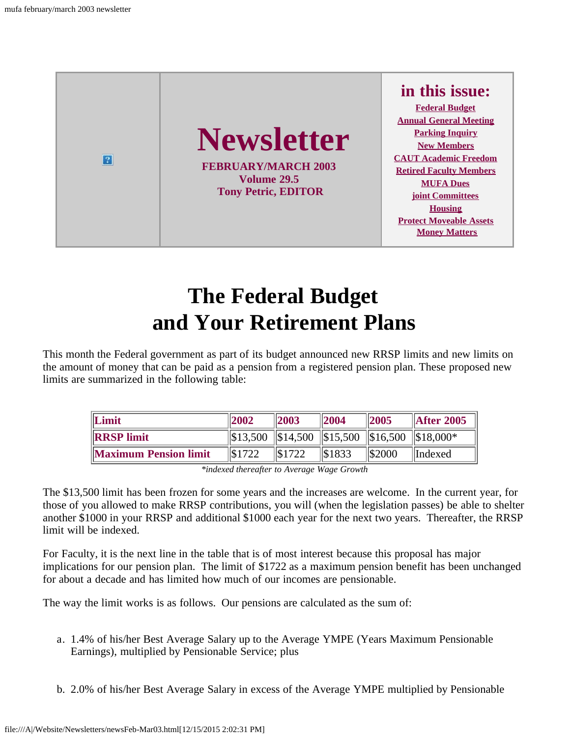# Newsletter

**FEBRUARY/MARCH 2003**
**Volume 29.5**
**Tony Petric, EDITOR**

## in this issue:

- Federal Budget
- Annual General Meeting
- Parking Inquiry
- New Members
- CAUT Academic Freedom
- Retired Faculty Members
- MUFA Dues
- joint Committees
- Housing
- Protect Moveable Assets
- Money Matters

# The Federal Budget and Your Retirement Plans

This month the Federal government as part of its budget announced new RRSP limits and new limits on the amount of money that can be paid as a pension from a registered pension plan. These proposed new limits are summarized in the following table:

| Limit | 2002 | 2003 | 2004 | 2005 | After 2005 |
|---|---|---|---|---|---|
| RRSP limit | $13,500 | $14,500 | $15,500 | $16,500 | $18,000* |
| Maximum Pension limit | $1722 | $1722 | $1833 | $2000 | Indexed |

*\*indexed thereafter to Average Wage Growth*

The $13,500 limit has been frozen for some years and the increases are welcome. In the current year, for those of you allowed to make RRSP contributions, you will (when the legislation passes) be able to shelter another $1000 in your RRSP and additional $1000 each year for the next two years. Thereafter, the RRSP limit will be indexed.

For Faculty, it is the next line in the table that is of most interest because this proposal has major implications for our pension plan. The limit of $1722 as a maximum pension benefit has been unchanged for about a decade and has limited how much of our incomes are pensionable.

The way the limit works is as follows. Our pensions are calculated as the sum of:

a. 1.4% of his/her Best Average Salary up to the Average YMPE (Years Maximum Pensionable Earnings), multiplied by Pensionable Service; plus

b. 2.0% of his/her Best Average Salary in excess of the Average YMPE multiplied by Pensionable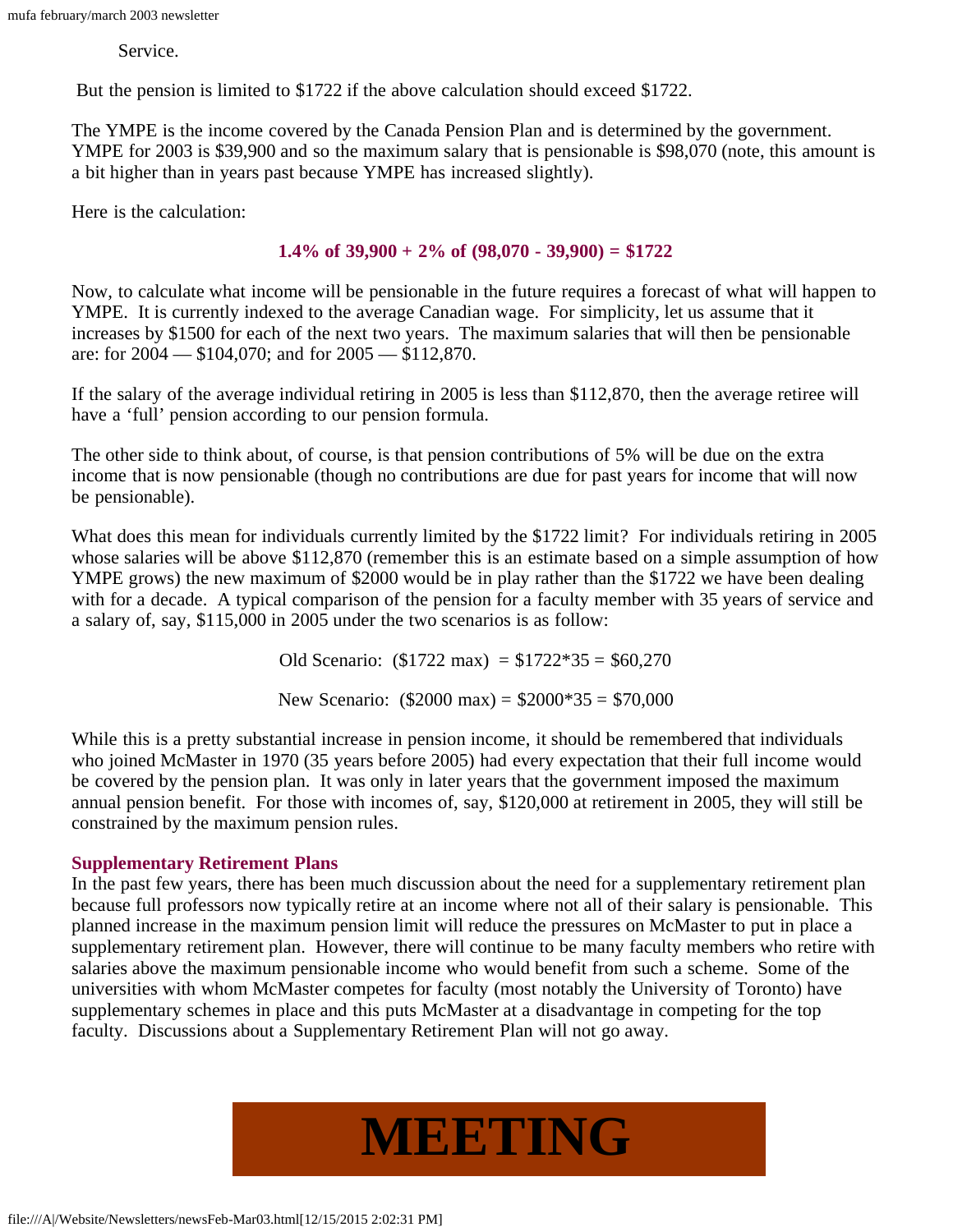Service.

But the pension is limited to $1722 if the above calculation should exceed $1722.

The YMPE is the income covered by the Canada Pension Plan and is determined by the government. YMPE for 2003 is $39,900 and so the maximum salary that is pensionable is $98,070 (note, this amount is a bit higher than in years past because YMPE has increased slightly).

Here is the calculation:

**1.4% of 39,900 + 2% of (98,070 - 39,900) = $1722**

Now, to calculate what income will be pensionable in the future requires a forecast of what will happen to YMPE. It is currently indexed to the average Canadian wage. For simplicity, let us assume that it increases by $1500 for each of the next two years. The maximum salaries that will then be pensionable are: for 2004 — $104,070; and for 2005 — $112,870.

If the salary of the average individual retiring in 2005 is less than $112,870, then the average retiree will have a 'full' pension according to our pension formula.

The other side to think about, of course, is that pension contributions of 5% will be due on the extra income that is now pensionable (though no contributions are due for past years for income that will now be pensionable).

What does this mean for individuals currently limited by the $1722 limit? For individuals retiring in 2005 whose salaries will be above $112,870 (remember this is an estimate based on a simple assumption of how YMPE grows) the new maximum of $2000 would be in play rather than the $1722 we have been dealing with for a decade. A typical comparison of the pension for a faculty member with 35 years of service and a salary of, say, $115,000 in 2005 under the two scenarios is as follow:

Old Scenario: ($1722 max) = $1722*35 = $60,270

New Scenario: ($2000 max) = $2000*35 = $70,000

While this is a pretty substantial increase in pension income, it should be remembered that individuals who joined McMaster in 1970 (35 years before 2005) had every expectation that their full income would be covered by the pension plan. It was only in later years that the government imposed the maximum annual pension benefit. For those with incomes of, say, $120,000 at retirement in 2005, they will still be constrained by the maximum pension rules.

### Supplementary Retirement Plans

In the past few years, there has been much discussion about the need for a supplementary retirement plan because full professors now typically retire at an income where not all of their salary is pensionable. This planned increase in the maximum pension limit will reduce the pressures on McMaster to put in place a supplementary retirement plan. However, there will continue to be many faculty members who retire with salaries above the maximum pensionable income who would benefit from such a scheme. Some of the universities with whom McMaster competes for faculty (most notably the University of Toronto) have supplementary schemes in place and this puts McMaster at a disadvantage in competing for the top faculty. Discussions about a Supplementary Retirement Plan will not go away.

# MEETING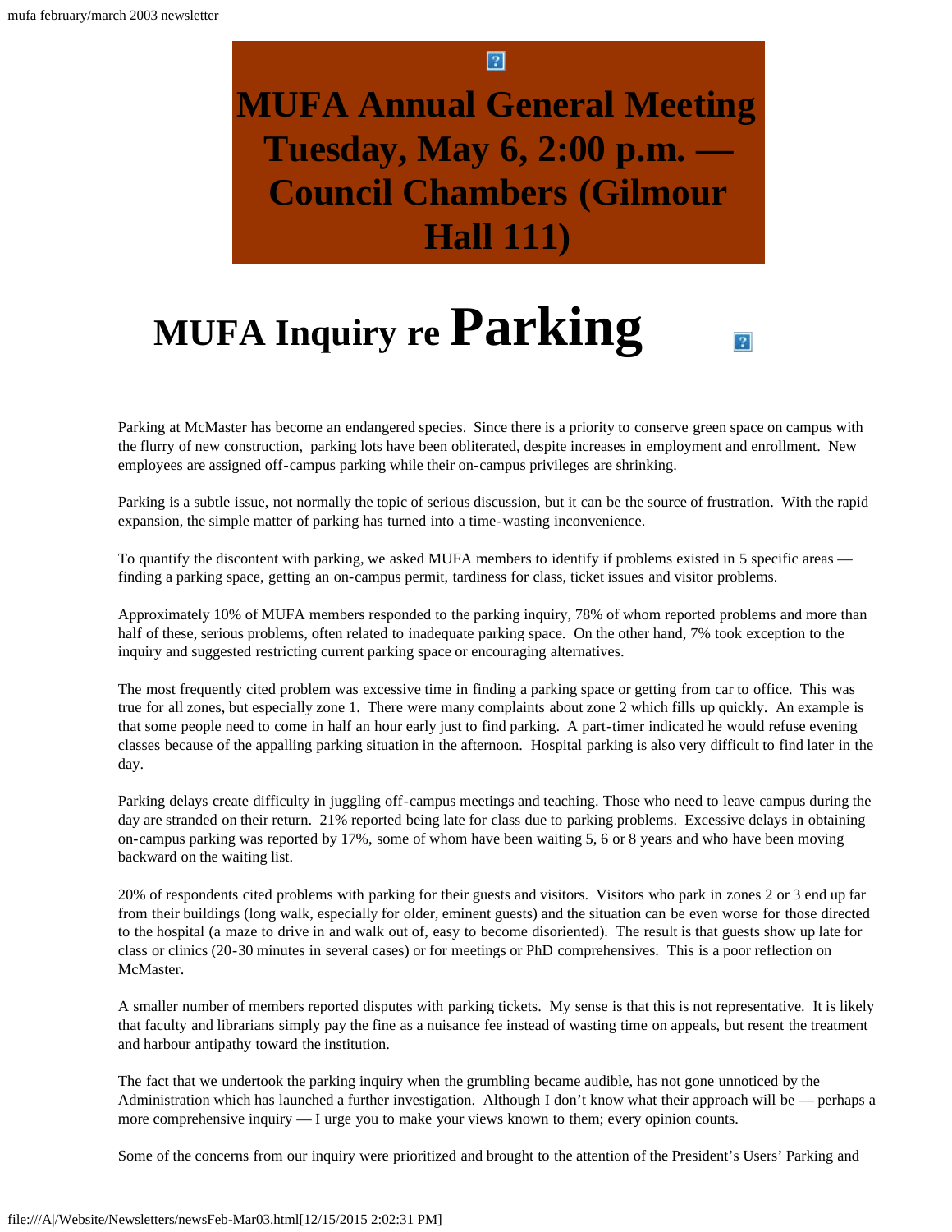# MUFA Annual General Meeting Tuesday, May 6, 2:00 p.m. — Council Chambers (Gilmour Hall 111)

# MUFA Inquiry re Parking

Parking at McMaster has become an endangered species. Since there is a priority to conserve green space on campus with the flurry of new construction, parking lots have been obliterated, despite increases in employment and enrollment. New employees are assigned off-campus parking while their on-campus privileges are shrinking.

Parking is a subtle issue, not normally the topic of serious discussion, but it can be the source of frustration. With the rapid expansion, the simple matter of parking has turned into a time-wasting inconvenience.

To quantify the discontent with parking, we asked MUFA members to identify if problems existed in 5 specific areas — finding a parking space, getting an on-campus permit, tardiness for class, ticket issues and visitor problems.

Approximately 10% of MUFA members responded to the parking inquiry, 78% of whom reported problems and more than half of these, serious problems, often related to inadequate parking space. On the other hand, 7% took exception to the inquiry and suggested restricting current parking space or encouraging alternatives.

The most frequently cited problem was excessive time in finding a parking space or getting from car to office. This was true for all zones, but especially zone 1. There were many complaints about zone 2 which fills up quickly. An example is that some people need to come in half an hour early just to find parking. A part-timer indicated he would refuse evening classes because of the appalling parking situation in the afternoon. Hospital parking is also very difficult to find later in the day.

Parking delays create difficulty in juggling off-campus meetings and teaching. Those who need to leave campus during the day are stranded on their return. 21% reported being late for class due to parking problems. Excessive delays in obtaining on-campus parking was reported by 17%, some of whom have been waiting 5, 6 or 8 years and who have been moving backward on the waiting list.

20% of respondents cited problems with parking for their guests and visitors. Visitors who park in zones 2 or 3 end up far from their buildings (long walk, especially for older, eminent guests) and the situation can be even worse for those directed to the hospital (a maze to drive in and walk out of, easy to become disoriented). The result is that guests show up late for class or clinics (20-30 minutes in several cases) or for meetings or PhD comprehensives. This is a poor reflection on McMaster.

A smaller number of members reported disputes with parking tickets. My sense is that this is not representative. It is likely that faculty and librarians simply pay the fine as a nuisance fee instead of wasting time on appeals, but resent the treatment and harbour antipathy toward the institution.

The fact that we undertook the parking inquiry when the grumbling became audible, has not gone unnoticed by the Administration which has launched a further investigation. Although I don't know what their approach will be — perhaps a more comprehensive inquiry — I urge you to make your views known to them; every opinion counts.

Some of the concerns from our inquiry were prioritized and brought to the attention of the President's Users' Parking and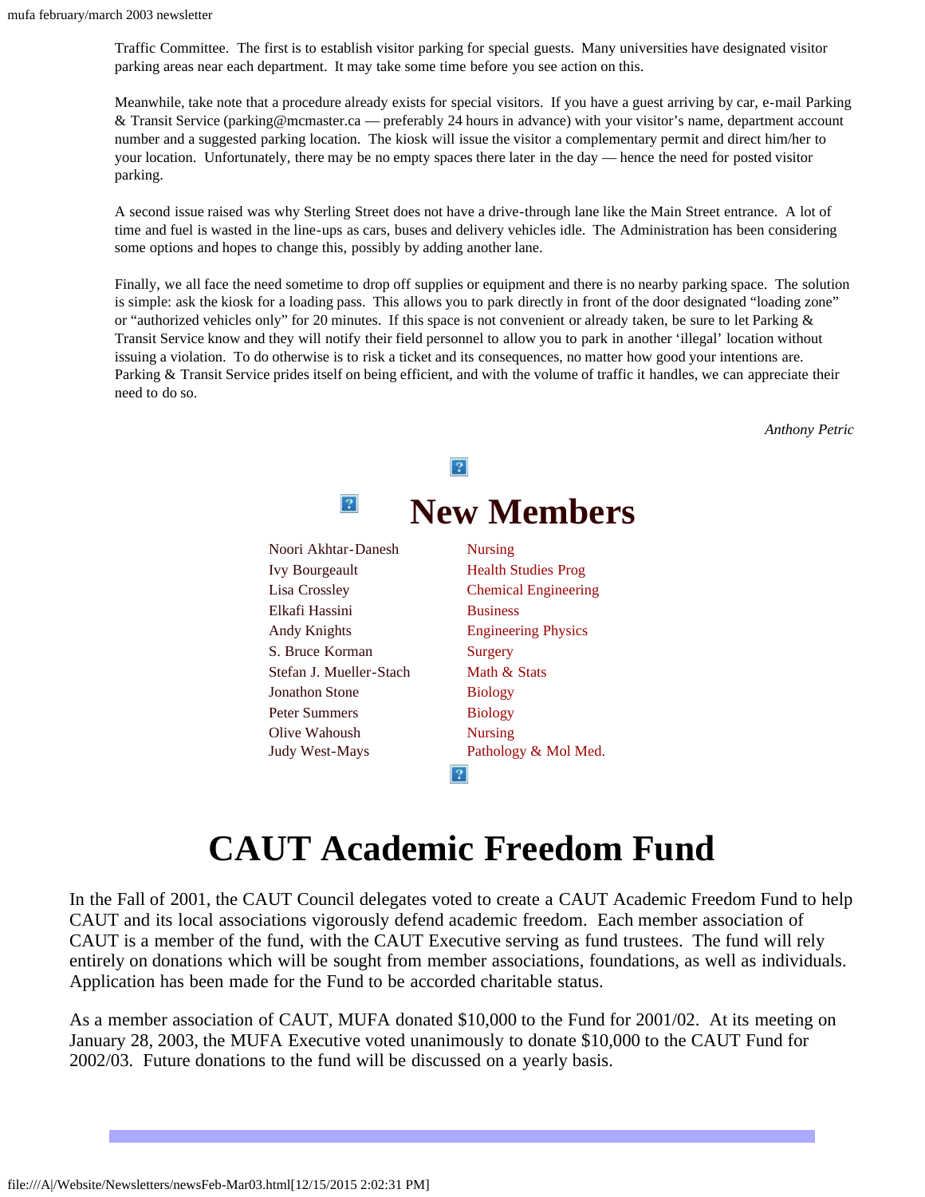Traffic Committee. The first is to establish visitor parking for special guests. Many universities have designated visitor parking areas near each department. It may take some time before you see action on this.

Meanwhile, take note that a procedure already exists for special visitors. If you have a guest arriving by car, e-mail Parking & Transit Service (parking@mcmaster.ca — preferably 24 hours in advance) with your visitor's name, department account number and a suggested parking location. The kiosk will issue the visitor a complementary permit and direct him/her to your location. Unfortunately, there may be no empty spaces there later in the day — hence the need for posted visitor parking.

A second issue raised was why Sterling Street does not have a drive-through lane like the Main Street entrance. A lot of time and fuel is wasted in the line-ups as cars, buses and delivery vehicles idle. The Administration has been considering some options and hopes to change this, possibly by adding another lane.

Finally, we all face the need sometime to drop off supplies or equipment and there is no nearby parking space. The solution is simple: ask the kiosk for a loading pass. This allows you to park directly in front of the door designated "loading zone" or "authorized vehicles only" for 20 minutes. If this space is not convenient or already taken, be sure to let Parking & Transit Service know and they will notify their field personnel to allow you to park in another 'illegal' location without issuing a violation. To do otherwise is to risk a ticket and its consequences, no matter how good your intentions are. Parking & Transit Service prides itself on being efficient, and with the volume of traffic it handles, we can appreciate their need to do so.

*Anthony Petric*

# New Members

| | |
|---|---|
| Noori Akhtar-Danesh | Nursing |
| Ivy Bourgeault | Health Studies Prog |
| Lisa Crossley | Chemical Engineering |
| Elkafi Hassini | Business |
| Andy Knights | Engineering Physics |
| S. Bruce Korman | Surgery |
| Stefan J. Mueller-Stach | Math & Stats |
| Jonathon Stone | Biology |
| Peter Summers | Biology |
| Olive Wahoush | Nursing |
| Judy West-Mays | Pathology & Mol Med. |

# CAUT Academic Freedom Fund

In the Fall of 2001, the CAUT Council delegates voted to create a CAUT Academic Freedom Fund to help CAUT and its local associations vigorously defend academic freedom. Each member association of CAUT is a member of the fund, with the CAUT Executive serving as fund trustees. The fund will rely entirely on donations which will be sought from member associations, foundations, as well as individuals. Application has been made for the Fund to be accorded charitable status.

As a member association of CAUT, MUFA donated $10,000 to the Fund for 2001/02. At its meeting on January 28, 2003, the MUFA Executive voted unanimously to donate $10,000 to the CAUT Fund for 2002/03. Future donations to the fund will be discussed on a yearly basis.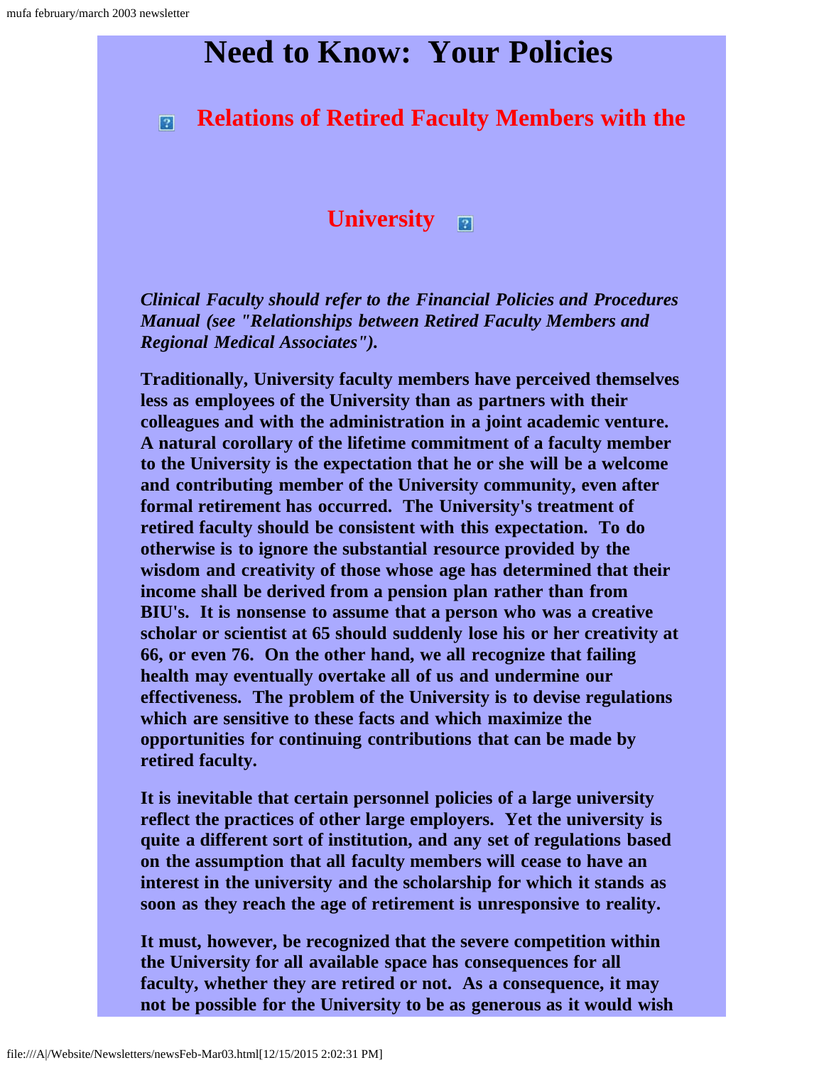# Need to Know: Your Policies

## Relations of Retired Faculty Members with the University

***Clinical Faculty should refer to the Financial Policies and Procedures Manual (see "Relationships between Retired Faculty Members and Regional Medical Associates").***

**Traditionally, University faculty members have perceived themselves less as employees of the University than as partners with their colleagues and with the administration in a joint academic venture. A natural corollary of the lifetime commitment of a faculty member to the University is the expectation that he or she will be a welcome and contributing member of the University community, even after formal retirement has occurred. The University's treatment of retired faculty should be consistent with this expectation. To do otherwise is to ignore the substantial resource provided by the wisdom and creativity of those whose age has determined that their income shall be derived from a pension plan rather than from BIU's. It is nonsense to assume that a person who was a creative scholar or scientist at 65 should suddenly lose his or her creativity at 66, or even 76. On the other hand, we all recognize that failing health may eventually overtake all of us and undermine our effectiveness. The problem of the University is to devise regulations which are sensitive to these facts and which maximize the opportunities for continuing contributions that can be made by retired faculty.**

**It is inevitable that certain personnel policies of a large university reflect the practices of other large employers. Yet the university is quite a different sort of institution, and any set of regulations based on the assumption that all faculty members will cease to have an interest in the university and the scholarship for which it stands as soon as they reach the age of retirement is unresponsive to reality.**

**It must, however, be recognized that the severe competition within the University for all available space has consequences for all faculty, whether they are retired or not. As a consequence, it may not be possible for the University to be as generous as it would wish**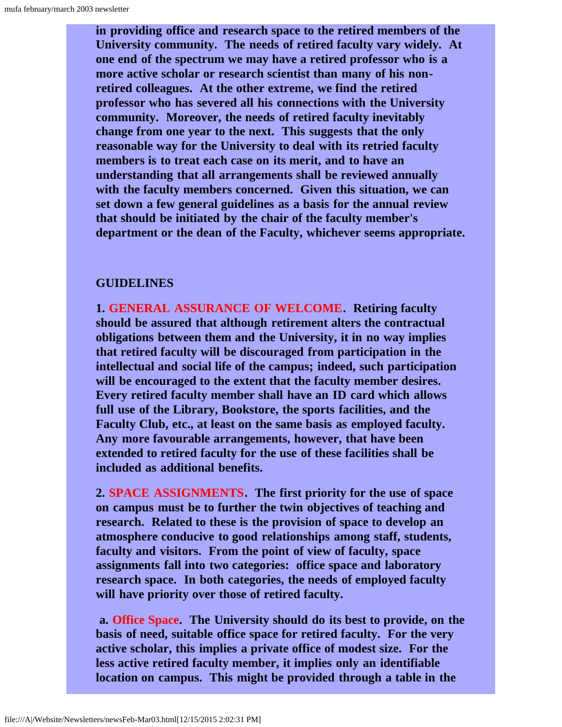**in providing office and research space to the retired members of the University community. The needs of retired faculty vary widely. At one end of the spectrum we may have a retired professor who is a more active scholar or research scientist than many of his non-retired colleagues. At the other extreme, we find the retired professor who has severed all his connections with the University community. Moreover, the needs of retired faculty inevitably change from one year to the next. This suggests that the only reasonable way for the University to deal with its retried faculty members is to treat each case on its merit, and to have an understanding that all arrangements shall be reviewed annually with the faculty members concerned. Given this situation, we can set down a few general guidelines as a basis for the annual review that should be initiated by the chair of the faculty member's department or the dean of the Faculty, whichever seems appropriate.**

**GUIDELINES**

**1. GENERAL ASSURANCE OF WELCOME. Retiring faculty should be assured that although retirement alters the contractual obligations between them and the University, it in no way implies that retired faculty will be discouraged from participation in the intellectual and social life of the campus; indeed, such participation will be encouraged to the extent that the faculty member desires. Every retired faculty member shall have an ID card which allows full use of the Library, Bookstore, the sports facilities, and the Faculty Club, etc., at least on the same basis as employed faculty. Any more favourable arrangements, however, that have been extended to retired faculty for the use of these facilities shall be included as additional benefits.**

**2. SPACE ASSIGNMENTS. The first priority for the use of space on campus must be to further the twin objectives of teaching and research. Related to these is the provision of space to develop an atmosphere conducive to good relationships among staff, students, faculty and visitors. From the point of view of faculty, space assignments fall into two categories: office space and laboratory research space. In both categories, the needs of employed faculty will have priority over those of retired faculty.**

**a. Office Space. The University should do its best to provide, on the basis of need, suitable office space for retired faculty. For the very active scholar, this implies a private office of modest size. For the less active retired faculty member, it implies only an identifiable location on campus. This might be provided through a table in the**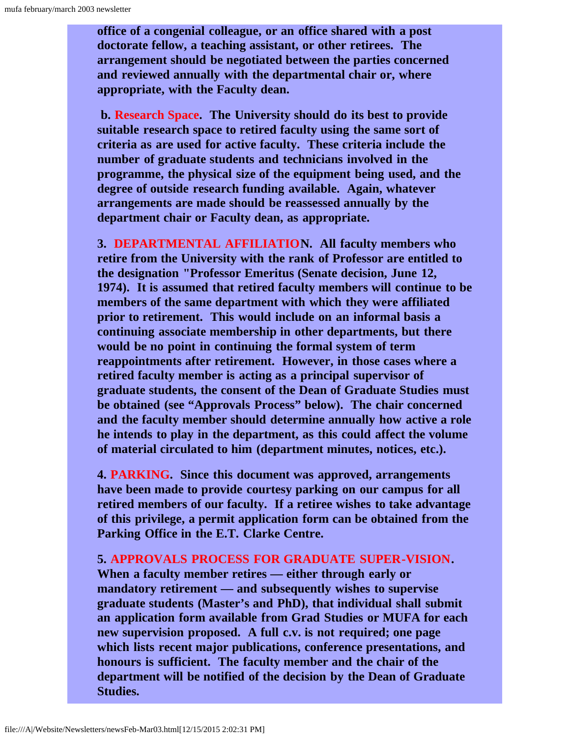**office of a congenial colleague, or an office shared with a post doctorate fellow, a teaching assistant, or other retirees. The arrangement should be negotiated between the parties concerned and reviewed annually with the departmental chair or, where appropriate, with the Faculty dean.**

**b. Research Space. The University should do its best to provide suitable research space to retired faculty using the same sort of criteria as are used for active faculty. These criteria include the number of graduate students and technicians involved in the programme, the physical size of the equipment being used, and the degree of outside research funding available. Again, whatever arrangements are made should be reassessed annually by the department chair or Faculty dean, as appropriate.**

**3. DEPARTMENTAL AFFILIATION. All faculty members who retire from the University with the rank of Professor are entitled to the designation "Professor Emeritus (Senate decision, June 12, 1974). It is assumed that retired faculty members will continue to be members of the same department with which they were affiliated prior to retirement. This would include on an informal basis a continuing associate membership in other departments, but there would be no point in continuing the formal system of term reappointments after retirement. However, in those cases where a retired faculty member is acting as a principal supervisor of graduate students, the consent of the Dean of Graduate Studies must be obtained (see "Approvals Process" below). The chair concerned and the faculty member should determine annually how active a role he intends to play in the department, as this could affect the volume of material circulated to him (department minutes, notices, etc.).**

**4. PARKING. Since this document was approved, arrangements have been made to provide courtesy parking on our campus for all retired members of our faculty. If a retiree wishes to take advantage of this privilege, a permit application form can be obtained from the Parking Office in the E.T. Clarke Centre.**

**5. APPROVALS PROCESS FOR GRADUATE SUPER-VISION. When a faculty member retires — either through early or mandatory retirement — and subsequently wishes to supervise graduate students (Master's and PhD), that individual shall submit an application form available from Grad Studies or MUFA for each new supervision proposed. A full c.v. is not required; one page which lists recent major publications, conference presentations, and honours is sufficient. The faculty member and the chair of the department will be notified of the decision by the Dean of Graduate Studies.**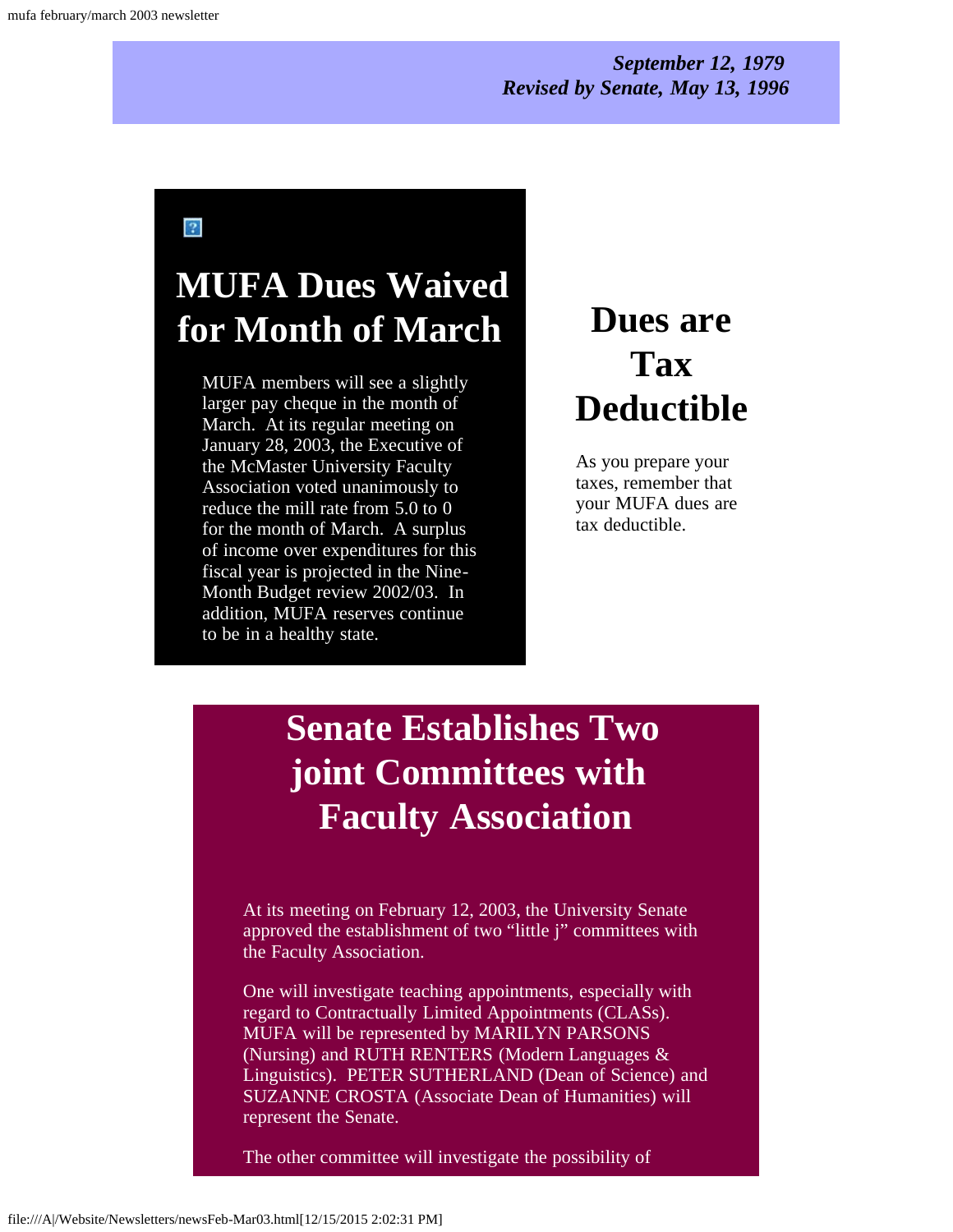*September 12, 1979*
*Revised by Senate, May 13, 1996*

## MUFA Dues Waived for Month of March

MUFA members will see a slightly larger pay cheque in the month of March. At its regular meeting on January 28, 2003, the Executive of the McMaster University Faculty Association voted unanimously to reduce the mill rate from 5.0 to 0 for the month of March. A surplus of income over expenditures for this fiscal year is projected in the Nine-Month Budget review 2002/03. In addition, MUFA reserves continue to be in a healthy state.

## Dues are Tax Deductible

As you prepare your taxes, remember that your MUFA dues are tax deductible.

## Senate Establishes Two joint Committees with Faculty Association

At its meeting on February 12, 2003, the University Senate approved the establishment of two "little j" committees with the Faculty Association.

One will investigate teaching appointments, especially with regard to Contractually Limited Appointments (CLASs). MUFA will be represented by MARILYN PARSONS (Nursing) and RUTH RENTERS (Modern Languages & Linguistics). PETER SUTHERLAND (Dean of Science) and SUZANNE CROSTA (Associate Dean of Humanities) will represent the Senate.

The other committee will investigate the possibility of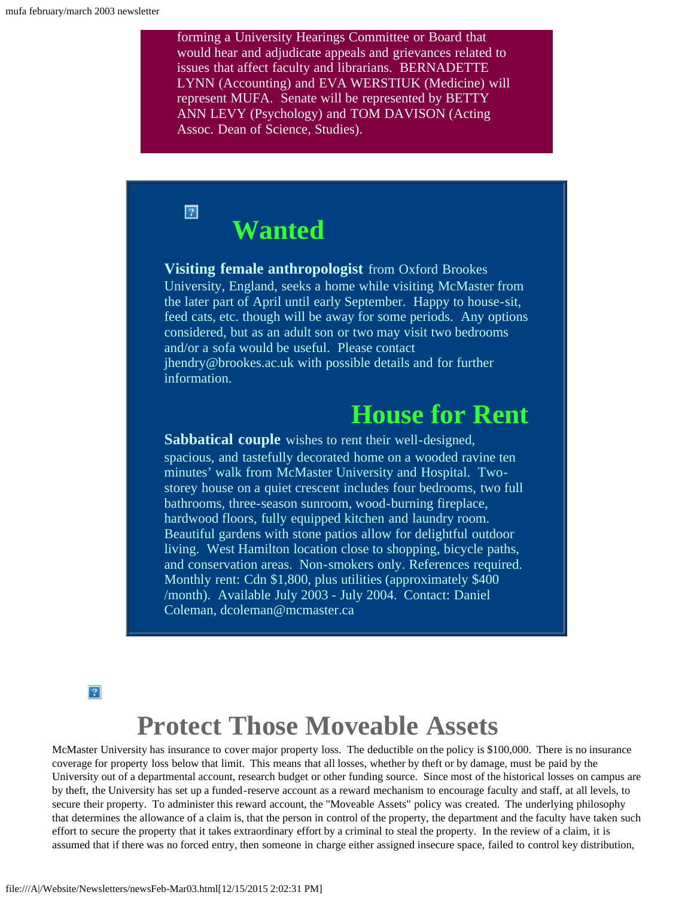forming a University Hearings Committee or Board that would hear and adjudicate appeals and grievances related to issues that affect faculty and librarians. BERNADETTE LYNN (Accounting) and EVA WERSTIUK (Medicine) will represent MUFA. Senate will be represented by BETTY ANN LEVY (Psychology) and TOM DAVISON (Acting Assoc. Dean of Science, Studies).

## Wanted

**Visiting female anthropologist** from Oxford Brookes University, England, seeks a home while visiting McMaster from the later part of April until early September. Happy to house-sit, feed cats, etc. though will be away for some periods. Any options considered, but as an adult son or two may visit two bedrooms and/or a sofa would be useful. Please contact jhendry@brookes.ac.uk with possible details and for further information.

## House for Rent

**Sabbatical couple** wishes to rent their well-designed, spacious, and tastefully decorated home on a wooded ravine ten minutes' walk from McMaster University and Hospital. Two-storey house on a quiet crescent includes four bedrooms, two full bathrooms, three-season sunroom, wood-burning fireplace, hardwood floors, fully equipped kitchen and laundry room. Beautiful gardens with stone patios allow for delightful outdoor living. West Hamilton location close to shopping, bicycle paths, and conservation areas. Non-smokers only. References required. Monthly rent: Cdn $1,800, plus utilities (approximately $400 /month). Available July 2003 - July 2004. Contact: Daniel Coleman, dcoleman@mcmaster.ca

# Protect Those Moveable Assets

McMaster University has insurance to cover major property loss. The deductible on the policy is $100,000. There is no insurance coverage for property loss below that limit. This means that all losses, whether by theft or by damage, must be paid by the University out of a departmental account, research budget or other funding source. Since most of the historical losses on campus are by theft, the University has set up a funded-reserve account as a reward mechanism to encourage faculty and staff, at all levels, to secure their property. To administer this reward account, the "Moveable Assets" policy was created. The underlying philosophy that determines the allowance of a claim is, that the person in control of the property, the department and the faculty have taken such effort to secure the property that it takes extraordinary effort by a criminal to steal the property. In the review of a claim, it is assumed that if there was no forced entry, then someone in charge either assigned insecure space, failed to control key distribution,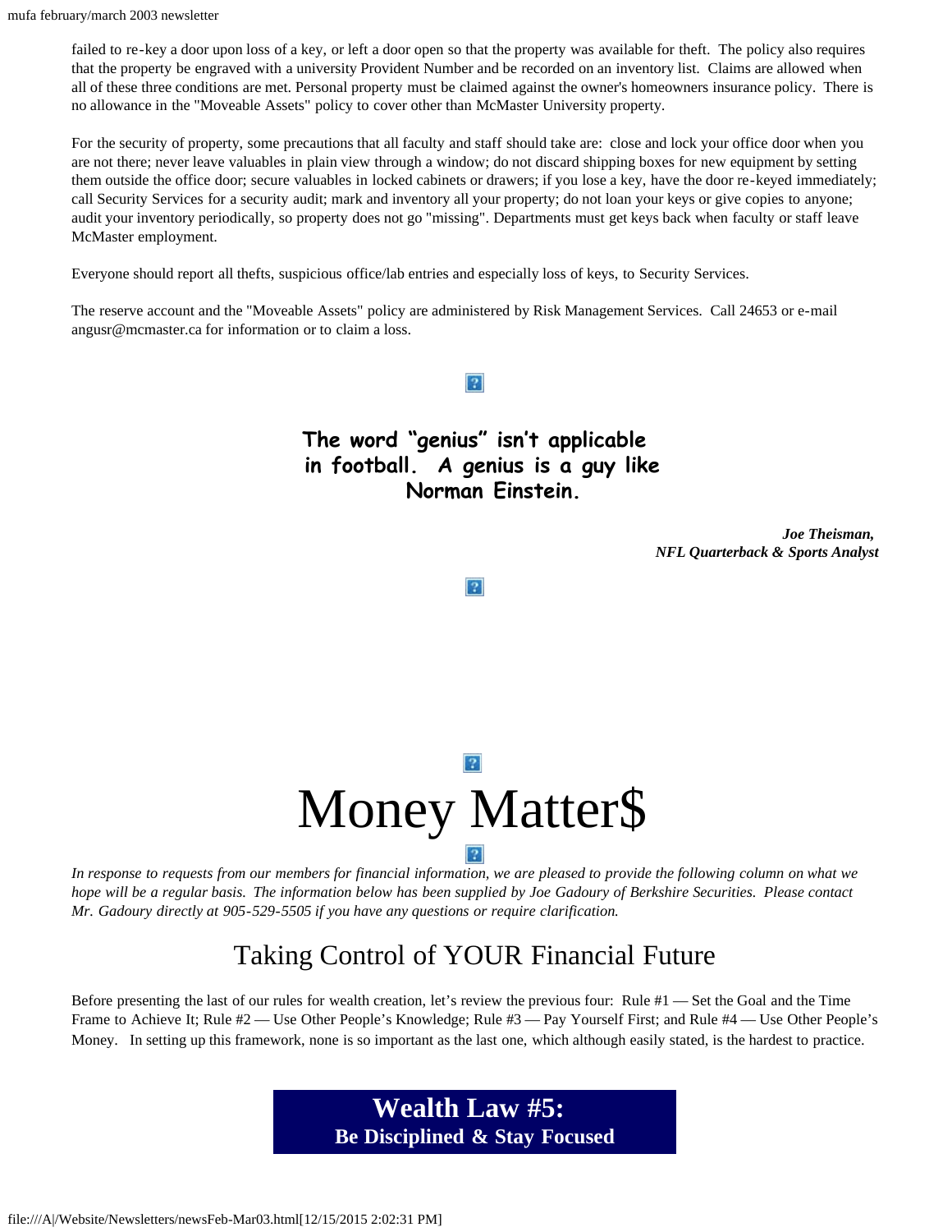failed to re-key a door upon loss of a key, or left a door open so that the property was available for theft. The policy also requires that the property be engraved with a university Provident Number and be recorded on an inventory list. Claims are allowed when all of these three conditions are met. Personal property must be claimed against the owner's homeowners insurance policy. There is no allowance in the "Moveable Assets" policy to cover other than McMaster University property.

For the security of property, some precautions that all faculty and staff should take are: close and lock your office door when you are not there; never leave valuables in plain view through a window; do not discard shipping boxes for new equipment by setting them outside the office door; secure valuables in locked cabinets or drawers; if you lose a key, have the door re-keyed immediately; call Security Services for a security audit; mark and inventory all your property; do not loan your keys or give copies to anyone; audit your inventory periodically, so property does not go "missing". Departments must get keys back when faculty or staff leave McMaster employment.

Everyone should report all thefts, suspicious office/lab entries and especially loss of keys, to Security Services.

The reserve account and the "Moveable Assets" policy are administered by Risk Management Services. Call 24653 or e-mail angusr@mcmaster.ca for information or to claim a loss.

**The word "genius" isn't applicable in football. A genius is a guy like Norman Einstein.**

***Joe Theismann,***
***NFL Quarterback & Sports Analyst***

# Money Matter$

*In response to requests from our members for financial information, we are pleased to provide the following column on what we hope will be a regular basis. The information below has been supplied by Joe Gadoury of Berkshire Securities. Please contact Mr. Gadoury directly at 905-529-5505 if you have any questions or require clarification.*

## Taking Control of YOUR Financial Future

Before presenting the last of our rules for wealth creation, let's review the previous four: Rule #1 — Set the Goal and the Time Frame to Achieve It; Rule #2 — Use Other People's Knowledge; Rule #3 — Pay Yourself First; and Rule #4 — Use Other People's Money. In setting up this framework, none is so important as the last one, which although easily stated, is the hardest to practice.

### Wealth Law #5:
### Be Disciplined & Stay Focused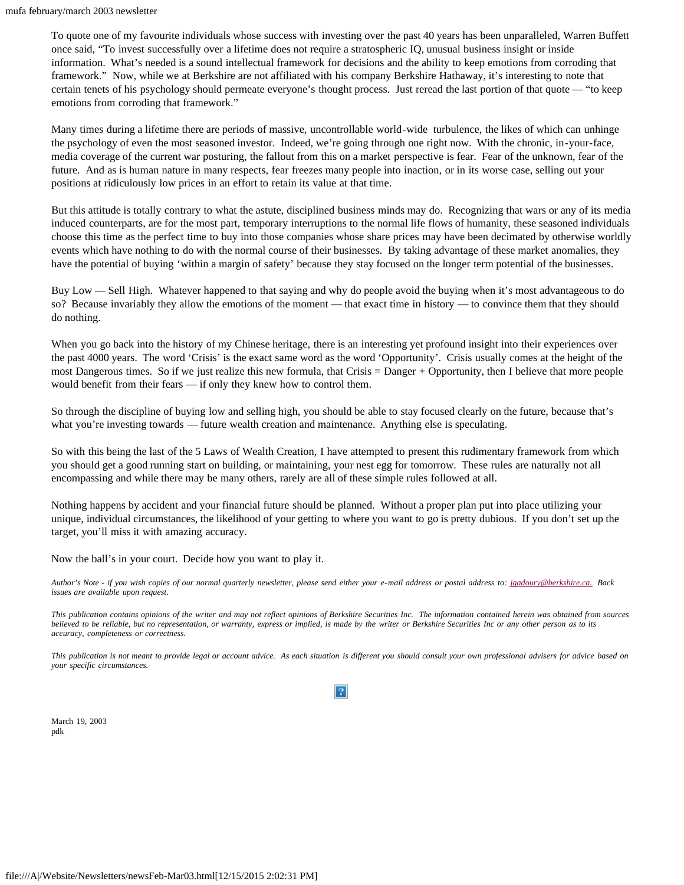To quote one of my favourite individuals whose success with investing over the past 40 years has been unparalleled, Warren Buffett once said, "To invest successfully over a lifetime does not require a stratospheric IQ, unusual business insight or inside information. What's needed is a sound intellectual framework for decisions and the ability to keep emotions from corroding that framework." Now, while we at Berkshire are not affiliated with his company Berkshire Hathaway, it's interesting to note that certain tenets of his psychology should permeate everyone's thought process. Just reread the last portion of that quote — "to keep emotions from corroding that framework."

Many times during a lifetime there are periods of massive, uncontrollable world-wide turbulence, the likes of which can unhinge the psychology of even the most seasoned investor. Indeed, we're going through one right now. With the chronic, in-your-face, media coverage of the current war posturing, the fallout from this on a market perspective is fear. Fear of the unknown, fear of the future. And as is human nature in many respects, fear freezes many people into inaction, or in its worse case, selling out your positions at ridiculously low prices in an effort to retain its value at that time.

But this attitude is totally contrary to what the astute, disciplined business minds may do. Recognizing that wars or any of its media induced counterparts, are for the most part, temporary interruptions to the normal life flows of humanity, these seasoned individuals choose this time as the perfect time to buy into those companies whose share prices may have been decimated by otherwise worldly events which have nothing to do with the normal course of their businesses. By taking advantage of these market anomalies, they have the potential of buying 'within a margin of safety' because they stay focused on the longer term potential of the businesses.

Buy Low — Sell High. Whatever happened to that saying and why do people avoid the buying when it's most advantageous to do so? Because invariably they allow the emotions of the moment — that exact time in history — to convince them that they should do nothing.

When you go back into the history of my Chinese heritage, there is an interesting yet profound insight into their experiences over the past 4000 years. The word 'Crisis' is the exact same word as the word 'Opportunity'. Crisis usually comes at the height of the most Dangerous times. So if we just realize this new formula, that Crisis = Danger + Opportunity, then I believe that more people would benefit from their fears — if only they knew how to control them.

So through the discipline of buying low and selling high, you should be able to stay focused clearly on the future, because that's what you're investing towards — future wealth creation and maintenance. Anything else is speculating.

So with this being the last of the 5 Laws of Wealth Creation, I have attempted to present this rudimentary framework from which you should get a good running start on building, or maintaining, your nest egg for tomorrow. These rules are naturally not all encompassing and while there may be many others, rarely are all of these simple rules followed at all.

Nothing happens by accident and your financial future should be planned. Without a proper plan put into place utilizing your unique, individual circumstances, the likelihood of your getting to where you want to go is pretty dubious. If you don't set up the target, you'll miss it with amazing accuracy.

Now the ball's in your court. Decide how you want to play it.

*Author's Note - if you wish copies of our normal quarterly newsletter, please send either your e-mail address or postal address to: jgadoury@berkshire.ca. Back issues are available upon request.*

*This publication contains opinions of the writer and may not reflect opinions of Berkshire Securities Inc. The information contained herein was obtained from sources believed to be reliable, but no representation, or warranty, express or implied, is made by the writer or Berkshire Securities Inc or any other person as to its accuracy, completeness or correctness.*

*This publication is not meant to provide legal or account advice. As each situation is different you should consult your own professional advisers for advice based on your specific circumstances.*

March 19, 2003
pdk